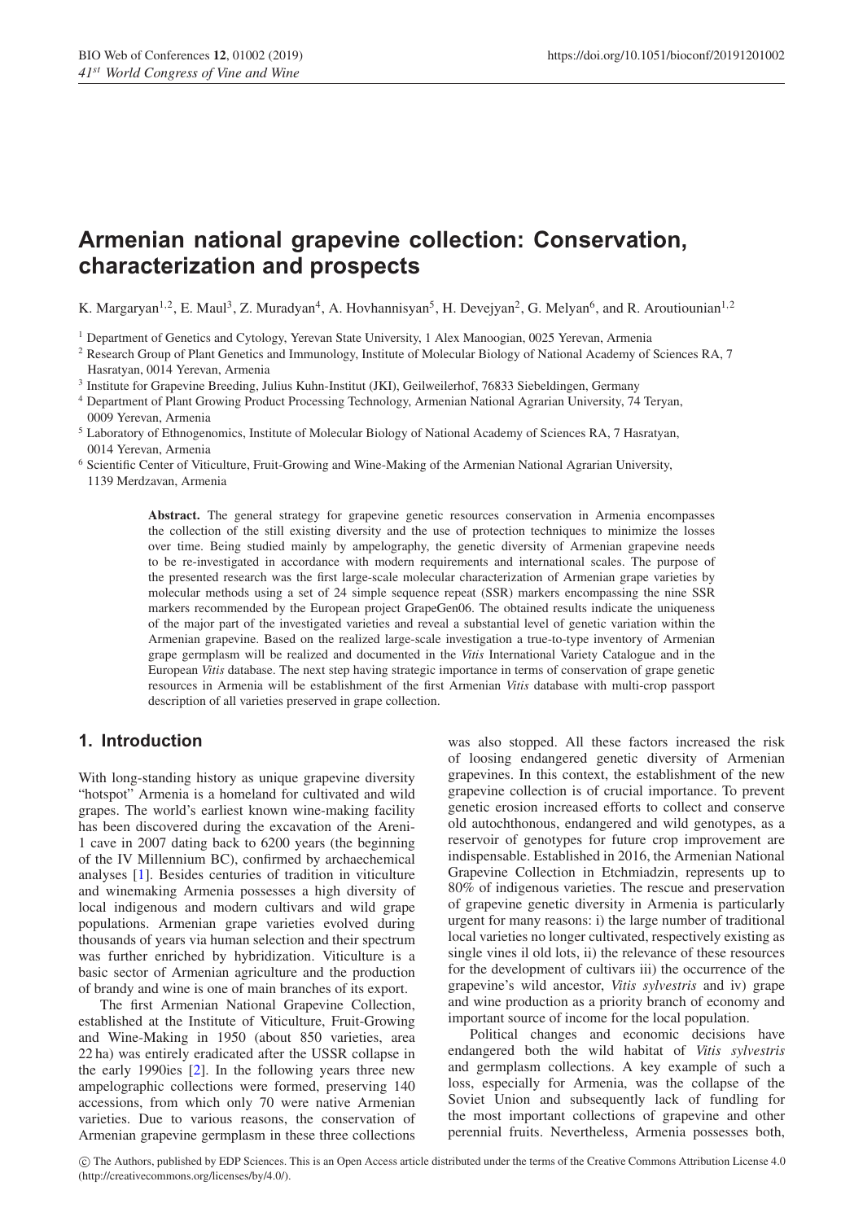# Armenian national grapevine collection: Conservation, characterization and prospects

K. Margaryan[1,2], E. Maul[3], Z. Muradyan[4], A. Hovhannisyan[5], H. Devejyan[2], G. Melyan[6], and R. Aroutiounian[1,2]

[1] Department of Genetics and Cytology, Yerevan State University, 1 Alex Manoogian, 0025 Yerevan, Armenia
[2] Research Group of Plant Genetics and Immunology, Institute of Molecular Biology of National Academy of Sciences RA, 7 Hasratyan, 0014 Yerevan, Armenia
[3] Institute for Grapevine Breeding, Julius Kuhn-Institut (JKI), Geilweilerhof, 76833 Siebeldingen, Germany
[4] Department of Plant Growing Product Processing Technology, Armenian National Agrarian University, 74 Teryan, 0009 Yerevan, Armenia
[5] Laboratory of Ethnogenomics, Institute of Molecular Biology of National Academy of Sciences RA, 7 Hasratyan, 0014 Yerevan, Armenia
[6] Scientific Center of Viticulture, Fruit-Growing and Wine-Making of the Armenian National Agrarian University, 1139 Merdzavan, Armenia

**Abstract.** The general strategy for grapevine genetic resources conservation in Armenia encompasses the collection of the still existing diversity and the use of protection techniques to minimize the losses over time. Being studied mainly by ampelography, the genetic diversity of Armenian grapevine needs to be re-investigated in accordance with modern requirements and international scales. The purpose of the presented research was the first large-scale molecular characterization of Armenian grape varieties by molecular methods using a set of 24 simple sequence repeat (SSR) markers encompassing the nine SSR markers recommended by the European project GrapeGen06. The obtained results indicate the uniqueness of the major part of the investigated varieties and reveal a substantial level of genetic variation within the Armenian grapevine. Based on the realized large-scale investigation a true-to-type inventory of Armenian grape germplasm will be realized and documented in the *Vitis* International Variety Catalogue and in the European *Vitis* database. The next step having strategic importance in terms of conservation of grape genetic resources in Armenia will be establishment of the first Armenian *Vitis* database with multi-crop passport description of all varieties preserved in grape collection.

## 1. Introduction

With long-standing history as unique grapevine diversity "hotspot" Armenia is a homeland for cultivated and wild grapes. The world's earliest known wine-making facility has been discovered during the excavation of the Areni-1 cave in 2007 dating back to 6200 years (the beginning of the IV Millennium BC), confirmed by archaechemical analyses [1]. Besides centuries of tradition in viticulture and winemaking Armenia possesses a high diversity of local indigenous and modern cultivars and wild grape populations. Armenian grape varieties evolved during thousands of years via human selection and their spectrum was further enriched by hybridization. Viticulture is a basic sector of Armenian agriculture and the production of brandy and wine is one of main branches of its export.

The first Armenian National Grapevine Collection, established at the Institute of Viticulture, Fruit-Growing and Wine-Making in 1950 (about 850 varieties, area 22 ha) was entirely eradicated after the USSR collapse in the early 1990ies [2]. In the following years three new ampelographic collections were formed, preserving 140 accessions, from which only 70 were native Armenian varieties. Due to various reasons, the conservation of Armenian grapevine germplasm in these three collections was also stopped. All these factors increased the risk of loosing endangered genetic diversity of Armenian grapevines. In this context, the establishment of the new grapevine collection is of crucial importance. To prevent genetic erosion increased efforts to collect and conserve old autochthonous, endangered and wild genotypes, as a reservoir of genotypes for future crop improvement are indispensable. Established in 2016, the Armenian National Grapevine Collection in Etchmiadzin, represents up to 80% of indigenous varieties. The rescue and preservation of grapevine genetic diversity in Armenia is particularly urgent for many reasons: i) the large number of traditional local varieties no longer cultivated, respectively existing as single vines il old lots, ii) the relevance of these resources for the development of cultivars iii) the occurrence of the grapevine's wild ancestor, *Vitis sylvestris* and iv) grape and wine production as a priority branch of economy and important source of income for the local population.

Political changes and economic decisions have endangered both the wild habitat of *Vitis sylvestris* and germplasm collections. A key example of such a loss, especially for Armenia, was the collapse of the Soviet Union and subsequently lack of fundling for the most important collections of grapevine and other perennial fruits. Nevertheless, Armenia possesses both,

© The Authors, published by EDP Sciences. This is an Open Access article distributed under the terms of the Creative Commons Attribution License 4.0 (http://creativecommons.org/licenses/by/4.0/).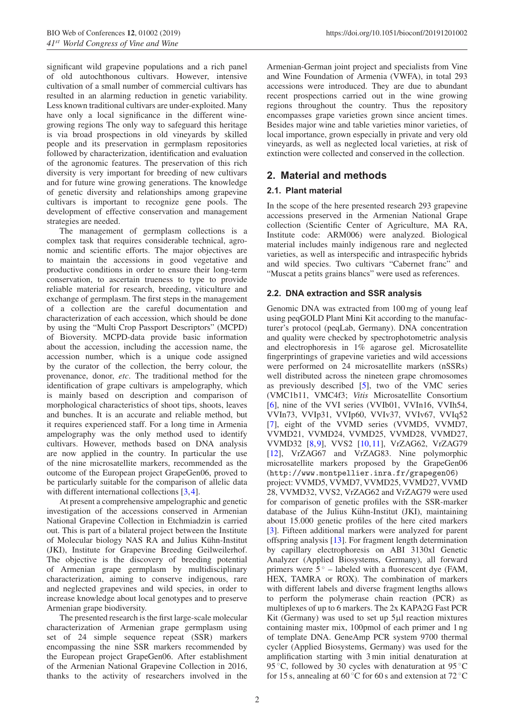significant wild grapevine populations and a rich panel of old autochthonous cultivars. However, intensive cultivation of a small number of commercial cultivars has resulted in an alarming reduction in genetic variability. Less known traditional cultivars are under-exploited. Many have only a local significance in the different wine-growing regions The only way to safeguard this heritage is via broad prospections in old vineyards by skilled people and its preservation in germplasm repositories followed by characterization, identification and evaluation of the agronomic features. The preservation of this rich diversity is very important for breeding of new cultivars and for future wine growing generations. The knowledge of genetic diversity and relationships among grapevine cultivars is important to recognize gene pools. The development of effective conservation and management strategies are needed.

The management of germplasm collections is a complex task that requires considerable technical, agronomic and scientific efforts. The major objectives are to maintain the accessions in good vegetative and productive conditions in order to ensure their long-term conservation, to ascertain trueness to type to provide reliable material for research, breeding, viticulture and exchange of germplasm. The first steps in the management of a collection are the careful documentation and characterization of each accession, which should be done by using the "Multi Crop Passport Descriptors" (MCPD) of Bioversity. MCPD-data provide basic information about the accession, including the accession name, the accession number, which is a unique code assigned by the curator of the collection, the berry colour, the provenance, donor, *etc*. The traditional method for the identification of grape cultivars is ampelography, which is mainly based on description and comparison of morphological characteristics of shoot tips, shoots, leaves and bunches. It is an accurate and reliable method, but it requires experienced staff. For a long time in Armenia ampelography was the only method used to identify cultivars. However, methods based on DNA analysis are now applied in the country. In particular the use of the nine microsatellite markers, recommended as the outcome of the European project GrapeGen06, proved to be particularly suitable for the comparison of allelic data with different international collections [3,4].

At present a comprehensive ampelographic and genetic investigation of the accessions conserved in Armenian National Grapevine Collection in Etchmiadzin is carried out. This is part of a bilateral project between the Institute of Molecular biology NAS RA and Julius Kühn-Institut (JKI), Institute for Grapevine Breeding Geilweilerhof. The objective is the discovery of breeding potential of Armenian grape germplasm by multidisciplinary characterization, aiming to conserve indigenous, rare and neglected grapevines and wild species, in order to increase knowledge about local genotypes and to preserve Armenian grape biodiversity.

The presented research is the first large-scale molecular characterization of Armenian grape germplasm using set of 24 simple sequence repeat (SSR) markers encompassing the nine SSR markers recommended by the European project GrapeGen06. After establishment of the Armenian National Grapevine Collection in 2016, thanks to the activity of researchers involved in the Armenian-German joint project and specialists from Vine and Wine Foundation of Armenia (VWFA), in total 293 accessions were introduced. They are due to abundant recent prospections carried out in the wine growing regions throughout the country. Thus the repository encompasses grape varieties grown since ancient times. Besides major wine and table varieties minor varieties, of local importance, grown especially in private and very old vineyards, as well as neglected local varieties, at risk of extinction were collected and conserved in the collection.

## 2. Material and methods

### 2.1. Plant material

In the scope of the here presented research 293 grapevine accessions preserved in the Armenian National Grape collection (Scientific Center of Agriculture, MA RA, Institute code: ARM006) were analyzed. Biological material includes mainly indigenous rare and neglected varieties, as well as interspecific and intraspecific hybrids and wild species. Two cultivars "Cabernet franc" and "Muscat a petits grains blancs" were used as references.

### 2.2. DNA extraction and SSR analysis

Genomic DNA was extracted from 100 mg of young leaf using peqGOLD Plant Mini Kit according to the manufacturer's protocol (peqLab, Germany). DNA concentration and quality were checked by spectrophotometric analysis and electrophoresis in 1% agarose gel. Microsatellite fingerprintings of grapevine varieties and wild accessions were performed on 24 microsatellite markers (nSSRs) well distributed across the nineteen grape chromosomes as previously described [5], two of the VMC series (VMC1b11, VMC4f3; *Vitis* Microsatellite Consortium [6], nine of the VVI series (VVIb01, VVIn16, VVIh54, VVIn73, VVIp31, VVIp60, VVIv37, VVIv67, VVIq52 [7], eight of the VVMD series (VVMD5, VVMD7, VVMD21, VVMD24, VVMD25, VVMD28, VVMD27, VVMD32 [8,9], VVS2 [10,11], VrZAG62, VrZAG79 [12], VrZAG67 and VrZAG83. Nine polymorphic microsatellite markers proposed by the GrapeGen06 (http://www.montpellier.inra.fr/grapegen06) project: VVMD5, VVMD7, VVMD25, VVMD27, VVMD 28, VVMD32, VVS2, VrZAG62 and VrZAG79 were used for comparison of genetic profiles with the SSR-marker database of the Julius Kühn-Institut (JKI), maintaining about 15.000 genetic profiles of the here cited markers [3]. Fifteen additional markers were analyzed for parent offspring analysis [13]. For fragment length determination by capillary electrophoresis on ABI 3130xl Genetic Analyzer (Applied Biosystems, Germany), all forward primers were 5' – labeled with a fluorescent dye (FAM, HEX, TAMRA or ROX). The combination of markers with different labels and diverse fragment lengths allows to perform the polymerase chain reaction (PCR) as multiplexes of up to 6 markers. The 2x KAPA2G Fast PCR Kit (Germany) was used to set up 5µl reaction mixtures containing master mix, 100pmol of each primer and 1 ng of template DNA. GeneAmp PCR system 9700 thermal cycler (Applied Biosystems, Germany) was used for the amplification starting with 3 min initial denaturation at 95 °C, followed by 30 cycles with denaturation at 95 °C for 15 s, annealing at 60 °C for 60 s and extension at 72 °C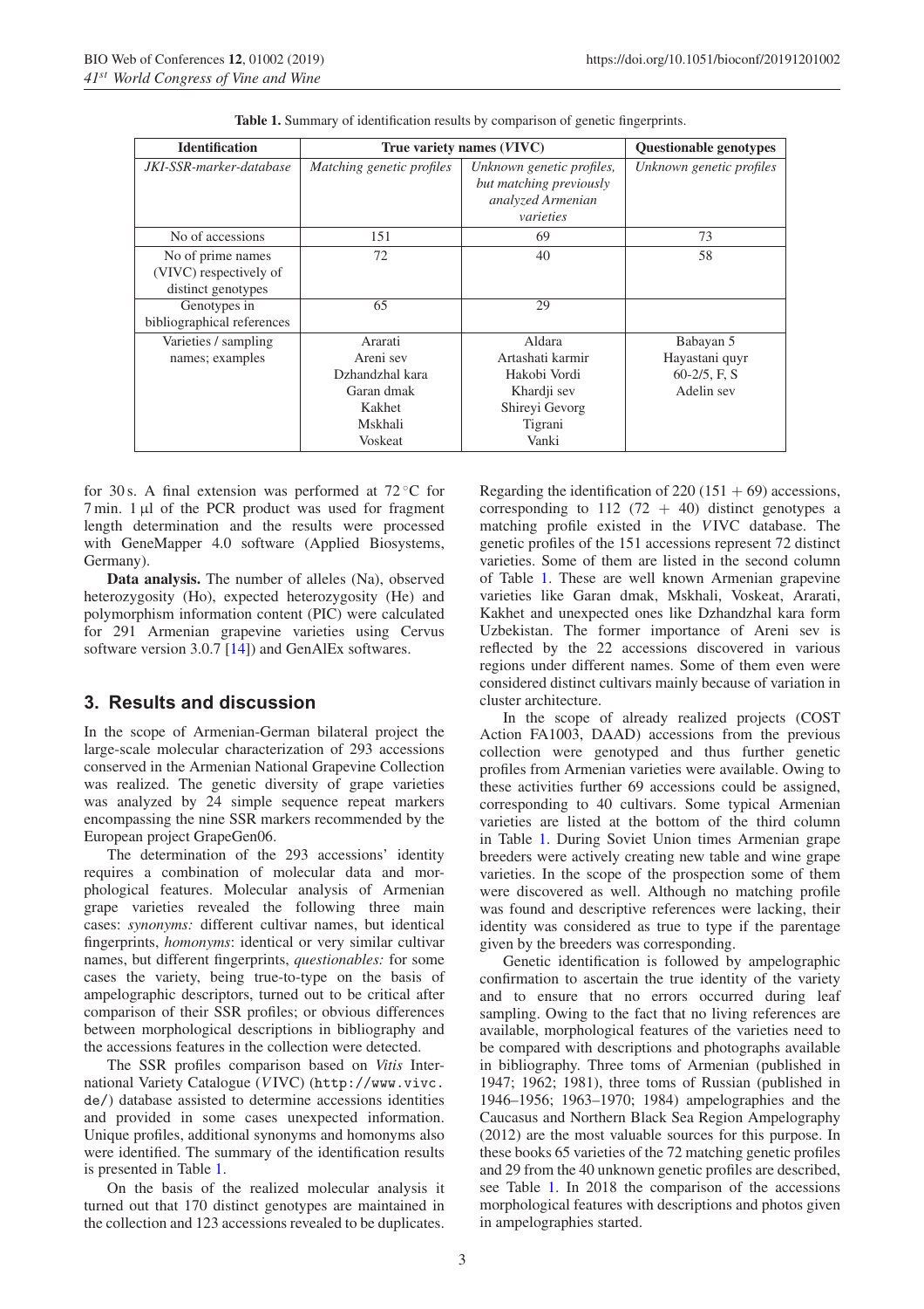**Table 1.** Summary of identification results by comparison of genetic fingerprints.

| Identification | True variety names (*VIVC*) | | Questionable genotypes |
|---|---|---|---|
| *JKI-SSR-marker-database* | *Matching genetic profiles* | *Unknown genetic profiles, but matching previously analyzed Armenian varieties* | *Unknown genetic profiles* |
| No of accessions | 151 | 69 | 73 |
| No of prime names (VIVC) respectively of distinct genotypes | 72 | 40 | 58 |
| Genotypes in bibliographical references | 65 | 29 | |
| Varieties / sampling names; examples | Ararati<br>Areni sev<br>Dzhandzhal kara<br>Garan dmak<br>Kakhet<br>Mskhali<br>Voskeat | Aldara<br>Artashati karmir<br>Hakobi Vordi<br>Khardji sev<br>Shireyi Gevorg<br>Tigrani<br>Vanki | Babayan 5<br>Hayastani quyr<br>60-2/5, F, S<br>Adelin sev |

for 30 s. A final extension was performed at 72 °C for 7 min. 1 µl of the PCR product was used for fragment length determination and the results were processed with GeneMapper 4.0 software (Applied Biosystems, Germany).

**Data analysis.** The number of alleles (Na), observed heterozygosity (Ho), expected heterozygosity (He) and polymorphism information content (PIC) were calculated for 291 Armenian grapevine varieties using Cervus software version 3.0.7 [14]) and GenAlEx softwares.

## 3. Results and discussion

In the scope of Armenian-German bilateral project the large-scale molecular characterization of 293 accessions conserved in the Armenian National Grapevine Collection was realized. The genetic diversity of grape varieties was analyzed by 24 simple sequence repeat markers encompassing the nine SSR markers recommended by the European project GrapeGen06.

The determination of the 293 accessions' identity requires a combination of molecular data and morphological features. Molecular analysis of Armenian grape varieties revealed the following three main cases: *synonyms:* different cultivar names, but identical fingerprints, *homonyms*: identical or very similar cultivar names, but different fingerprints, *questionables:* for some cases the variety, being true-to-type on the basis of ampelographic descriptors, turned out to be critical after comparison of their SSR profiles; or obvious differences between morphological descriptions in bibliography and the accessions features in the collection were detected.

The SSR profiles comparison based on *Vitis* International Variety Catalogue (*V*IVC) (`http://www.vivc.de/`) database assisted to determine accessions identities and provided in some cases unexpected information. Unique profiles, additional synonyms and homonyms also were identified. The summary of the identification results is presented in Table 1.

On the basis of the realized molecular analysis it turned out that 170 distinct genotypes are maintained in the collection and 123 accessions revealed to be duplicates.

Regarding the identification of 220 (151 + 69) accessions, corresponding to 112 (72 + 40) distinct genotypes a matching profile existed in the *V*IVC database. The genetic profiles of the 151 accessions represent 72 distinct varieties. Some of them are listed in the second column of Table 1. These are well known Armenian grapevine varieties like Garan dmak, Mskhali, Voskeat, Ararati, Kakhet and unexpected ones like Dzhandzhal kara form Uzbekistan. The former importance of Areni sev is reflected by the 22 accessions discovered in various regions under different names. Some of them even were considered distinct cultivars mainly because of variation in cluster architecture.

In the scope of already realized projects (COST Action FA1003, DAAD) accessions from the previous collection were genotyped and thus further genetic profiles from Armenian varieties were available. Owing to these activities further 69 accessions could be assigned, corresponding to 40 cultivars. Some typical Armenian varieties are listed at the bottom of the third column in Table 1. During Soviet Union times Armenian grape breeders were actively creating new table and wine grape varieties. In the scope of the prospection some of them were discovered as well. Although no matching profile was found and descriptive references were lacking, their identity was considered as true to type if the parentage given by the breeders was corresponding.

Genetic identification is followed by ampelographic confirmation to ascertain the true identity of the variety and to ensure that no errors occurred during leaf sampling. Owing to the fact that no living references are available, morphological features of the varieties need to be compared with descriptions and photographs available in bibliography. Three toms of Armenian (published in 1947; 1962; 1981), three toms of Russian (published in 1946–1956; 1963–1970; 1984) ampelographies and the Caucasus and Northern Black Sea Region Ampelography (2012) are the most valuable sources for this purpose. In these books 65 varieties of the 72 matching genetic profiles and 29 from the 40 unknown genetic profiles are described, see Table 1. In 2018 the comparison of the accessions morphological features with descriptions and photos given in ampelographies started.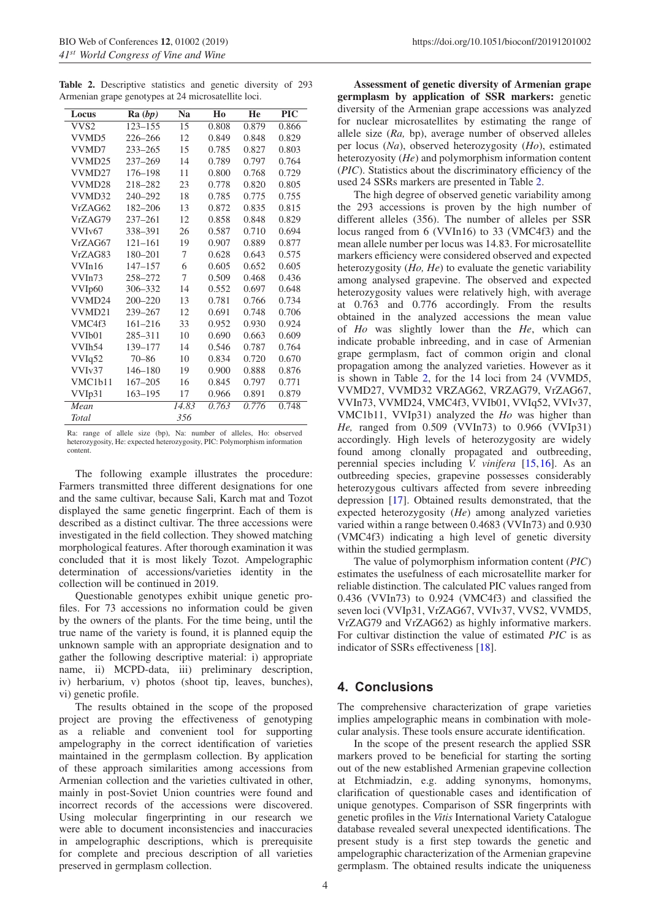**Table 2.** Descriptive statistics and genetic diversity of 293 Armenian grape genotypes at 24 microsatellite loci.

| Locus | Ra (*bp*) | Na | Ho | He | PIC |
|---|---|---|---|---|---|
| VVS2 | 123–155 | 15 | 0.808 | 0.879 | 0.866 |
| VVMD5 | 226–266 | 12 | 0.849 | 0.848 | 0.829 |
| VVMD7 | 233–265 | 15 | 0.785 | 0.827 | 0.803 |
| VVMD25 | 237–269 | 14 | 0.789 | 0.797 | 0.764 |
| VVMD27 | 176–198 | 11 | 0.800 | 0.768 | 0.729 |
| VVMD28 | 218–282 | 23 | 0.778 | 0.820 | 0.805 |
| VVMD32 | 240–292 | 18 | 0.785 | 0.775 | 0.755 |
| VrZAG62 | 182–206 | 13 | 0.872 | 0.835 | 0.815 |
| VrZAG79 | 237–261 | 12 | 0.858 | 0.848 | 0.829 |
| VVIv67 | 338–391 | 26 | 0.587 | 0.710 | 0.694 |
| VrZAG67 | 121–161 | 19 | 0.907 | 0.889 | 0.877 |
| VrZAG83 | 180–201 | 7 | 0.628 | 0.643 | 0.575 |
| VVIn16 | 147–157 | 6 | 0.605 | 0.652 | 0.605 |
| VVIn73 | 258–272 | 7 | 0.509 | 0.468 | 0.436 |
| VVIp60 | 306–332 | 14 | 0.552 | 0.697 | 0.648 |
| VVMD24 | 200–220 | 13 | 0.781 | 0.766 | 0.734 |
| VVMD21 | 239–267 | 12 | 0.691 | 0.748 | 0.706 |
| VMC4f3 | 161–216 | 33 | 0.952 | 0.930 | 0.924 |
| VVIb01 | 285–311 | 10 | 0.690 | 0.663 | 0.609 |
| VVIh54 | 139–177 | 14 | 0.546 | 0.787 | 0.764 |
| VVIq52 | 70–86 | 10 | 0.834 | 0.720 | 0.670 |
| VVIv37 | 146–180 | 19 | 0.900 | 0.888 | 0.876 |
| VMC1b11 | 167–205 | 16 | 0.845 | 0.797 | 0.771 |
| VVIp31 | 163–195 | 17 | 0.966 | 0.891 | 0.879 |
| *Mean* | | *14.83* | *0.763* | *0.776* | 0.748 |
| *Total* | | *356* | | | |

Ra: range of allele size (bp), Na: number of alleles, Ho: observed heterozygosity, He: expected heterozygosity, PIC: Polymorphism information content.

The following example illustrates the procedure: Farmers transmitted three different designations for one and the same cultivar, because Sali, Karch mat and Tozot displayed the same genetic fingerprint. Each of them is described as a distinct cultivar. The three accessions were investigated in the field collection. They showed matching morphological features. After thorough examination it was concluded that it is most likely Tozot. Ampelographic determination of accessions/varieties identity in the collection will be continued in 2019.

Questionable genotypes exhibit unique genetic profiles. For 73 accessions no information could be given by the owners of the plants. For the time being, until the true name of the variety is found, it is planned equip the unknown sample with an appropriate designation and to gather the following descriptive material: i) appropriate name, ii) MCPD-data, iii) preliminary description, iv) herbarium, v) photos (shoot tip, leaves, bunches), vi) genetic profile.

The results obtained in the scope of the proposed project are proving the effectiveness of genotyping as a reliable and convenient tool for supporting ampelography in the correct identification of varieties maintained in the germplasm collection. By application of these approach similarities among accessions from Armenian collection and the varieties cultivated in other, mainly in post-Soviet Union countries were found and incorrect records of the accessions were discovered. Using molecular fingerprinting in our research we were able to document inconsistencies and inaccuracies in ampelographic descriptions, which is prerequisite for complete and precious description of all varieties preserved in germplasm collection.

**Assessment of genetic diversity of Armenian grape germplasm by application of SSR markers:** genetic diversity of the Armenian grape accessions was analyzed for nuclear microsatellites by estimating the range of allele size (*Ra,* bp), average number of observed alleles per locus (*Na*), observed heterozygosity (*Ho*), estimated heterozygosity (*He*) and polymorphism information content (*PIC*). Statistics about the discriminatory efficiency of the used 24 SSRs markers are presented in Table 2.

The high degree of observed genetic variability among the 293 accessions is proven by the high number of different alleles (356). The number of alleles per SSR locus ranged from 6 (VVIn16) to 33 (VMC4f3) and the mean allele number per locus was 14.83. For microsatellite markers efficiency were considered observed and expected heterozygosity (*Ho, He*) to evaluate the genetic variability among analysed grapevine. The observed and expected heterozygosity values were relatively high, with average at 0.763 and 0.776 accordingly. From the results obtained in the analyzed accessions the mean value of *Ho* was slightly lower than the *He*, which can indicate probable inbreeding, and in case of Armenian grape germplasm, fact of common origin and clonal propagation among the analyzed varieties. However as it is shown in Table 2, for the 14 loci from 24 (VVMD5, VVMD27, VVMD32 VRZAG62, VRZAG79, VrZAG67, VVIn73, VVMD24, VMC4f3, VVIb01, VVIq52, VVIv37, VMC1b11, VVIp31) analyzed the *Ho* was higher than *He,* ranged from 0.509 (VVIn73) to 0.966 (VVIp31) accordingly. High levels of heterozygosity are widely found among clonally propagated and outbreeding, perennial species including *V. vinifera* [15,16]. As an outbreeding species, grapevine possesses considerably heterozygous cultivars affected from severe inbreeding depression [17]. Obtained results demonstrated, that the expected heterozygosity (*He*) among analyzed varieties varied within a range between 0.4683 (VVIn73) and 0.930 (VMC4f3) indicating a high level of genetic diversity within the studied germplasm.

The value of polymorphism information content (*PIC*) estimates the usefulness of each microsatellite marker for reliable distinction. The calculated PIC values ranged from 0.436 (VVIn73) to 0.924 (VMC4f3) and classified the seven loci (VVIp31, VrZAG67, VVIv37, VVS2, VVMD5, VrZAG79 and VrZAG62) as highly informative markers. For cultivar distinction the value of estimated *PIC* is as indicator of SSRs effectiveness [18].

## 4. Conclusions

The comprehensive characterization of grape varieties implies ampelographic means in combination with molecular analysis. These tools ensure accurate identification.

In the scope of the present research the applied SSR markers proved to be beneficial for starting the sorting out of the new established Armenian grapevine collection at Etchmiadzin, e.g. adding synonyms, homonyms, clarification of questionable cases and identification of unique genotypes. Comparison of SSR fingerprints with genetic profiles in the *Vitis* International Variety Catalogue database revealed several unexpected identifications. The present study is a first step towards the genetic and ampelographic characterization of the Armenian grapevine germplasm. The obtained results indicate the uniqueness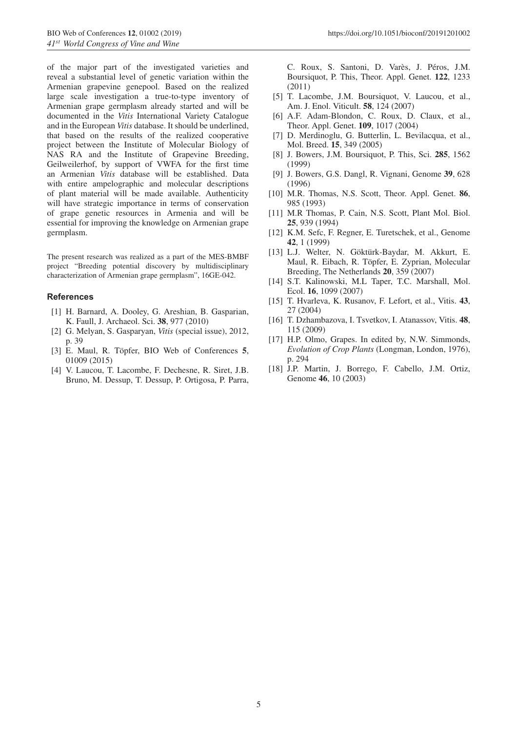of the major part of the investigated varieties and reveal a substantial level of genetic variation within the Armenian grapevine genepool. Based on the realized large scale investigation a true-to-type inventory of Armenian grape germplasm already started and will be documented in the *Vitis* International Variety Catalogue and in the European *Vitis* database. It should be underlined, that based on the results of the realized cooperative project between the Institute of Molecular Biology of NAS RA and the Institute of Grapevine Breeding, Geilweilerhof, by support of VWFA for the first time an Armenian *Vitis* database will be established. Data with entire ampelographic and molecular descriptions of plant material will be made available. Authenticity will have strategic importance in terms of conservation of grape genetic resources in Armenia and will be essential for improving the knowledge on Armenian grape germplasm.

The present research was realized as a part of the MES-BMBF project "Breeding potential discovery by multidisciplinary characterization of Armenian grape germplasm", 16GE-042.

## References

[1] H. Barnard, A. Dooley, G. Areshian, B. Gasparian, K. Faull, J. Archaeol. Sci. **38**, 977 (2010)

[2] G. Melyan, S. Gasparyan, *Vitis* (special issue), 2012, p. 39

[3] E. Maul, R. Töpfer, BIO Web of Conferences **5**, 01009 (2015)

[4] V. Laucou, T. Lacombe, F. Dechesne, R. Siret, J.B. Bruno, M. Dessup, T. Dessup, P. Ortigosa, P. Parra, C. Roux, S. Santoni, D. Varès, J. Péros, J.M. Boursiquot, P. This, Theor. Appl. Genet. **122**, 1233 (2011)

[5] T. Lacombe, J.M. Boursiquot, V. Laucou, et al., Am. J. Enol. Viticult. **58**, 124 (2007)

[6] A.F. Adam-Blondon, C. Roux, D. Claux, et al., Theor. Appl. Genet. **109**, 1017 (2004)

[7] D. Merdinoglu, G. Butterlin, L. Bevilacqua, et al., Mol. Breed. **15**, 349 (2005)

[8] J. Bowers, J.M. Boursiquot, P. This, Sci. **285**, 1562 (1999)

[9] J. Bowers, G.S. Dangl, R. Vignani, Genome **39**, 628 (1996)

[10] M.R. Thomas, N.S. Scott, Theor. Appl. Genet. **86**, 985 (1993)

[11] M.R Thomas, P. Cain, N.S. Scott, Plant Mol. Biol. **25**, 939 (1994)

[12] K.M. Sefc, F. Regner, E. Turetschek, et al., Genome **42**, 1 (1999)

[13] L.J. Welter, N. Göktürk-Baydar, M. Akkurt, E. Maul, R. Eibach, R. Töpfer, E. Zyprian, Molecular Breeding, The Netherlands **20**, 359 (2007)

[14] S.T. Kalinowski, M.L Taper, T.C. Marshall, Mol. Ecol. **16**, 1099 (2007)

[15] T. Hvarleva, K. Rusanov, F. Lefort, et al., Vitis. **43**, 27 (2004)

[16] T. Dzhambazova, I. Tsvetkov, I. Atanassov, Vitis. **48**, 115 (2009)

[17] H.P. Olmo, Grapes. In edited by, N.W. Simmonds, *Evolution of Crop Plants* (Longman, London, 1976), p. 294

[18] J.P. Martin, J. Borrego, F. Cabello, J.M. Ortiz, Genome **46**, 10 (2003)